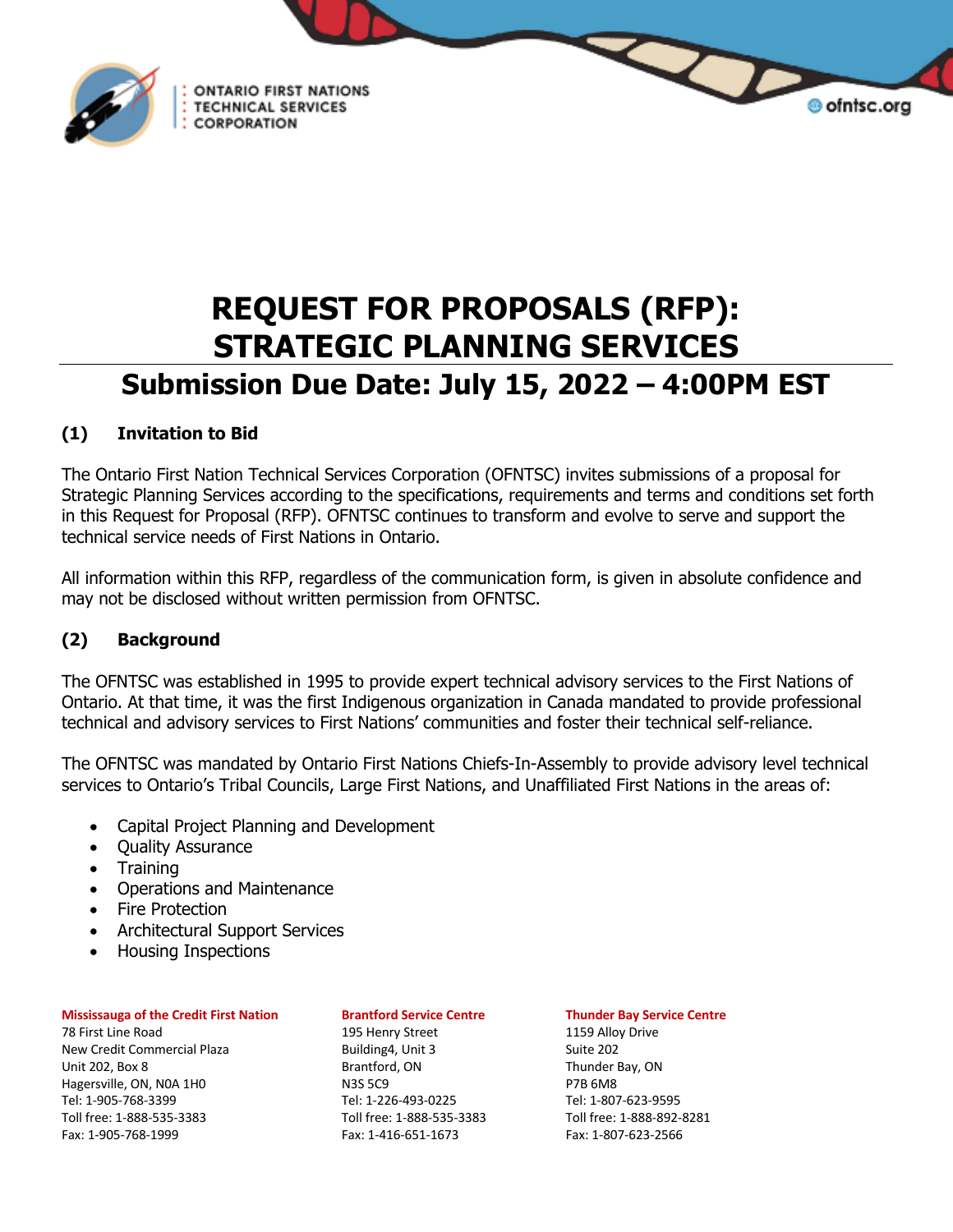# REQUEST FOR PROPOSALS (RFP): STRATEGIC PLANNING SERVICES

## Submission Due Date: July 15, 2022 – 4:00PM EST

### (1) Invitation to Bid

The Ontario First Nation Technical Services Corporation (OFNTSC) invites submissions of a proposal for Strategic Planning Services according to the specifications, requirements and terms and conditions set forth in this Request for Proposal (RFP). OFNTSC continues to transform and evolve to serve and support the technical service needs of First Nations in Ontario.

All information within this RFP, regardless of the communication form, is given in absolute confidence and may not be disclosed without written permission from OFNTSC.

### (2) Background

The OFNTSC was established in 1995 to provide expert technical advisory services to the First Nations of Ontario. At that time, it was the first Indigenous organization in Canada mandated to provide professional technical and advisory services to First Nations' communities and foster their technical self-reliance.

The OFNTSC was mandated by Ontario First Nations Chiefs-In-Assembly to provide advisory level technical services to Ontario's Tribal Councils, Large First Nations, and Unaffiliated First Nations in the areas of:

- Capital Project Planning and Development
- Quality Assurance
- Training
- Operations and Maintenance
- Fire Protection
- Architectural Support Services
- Housing Inspections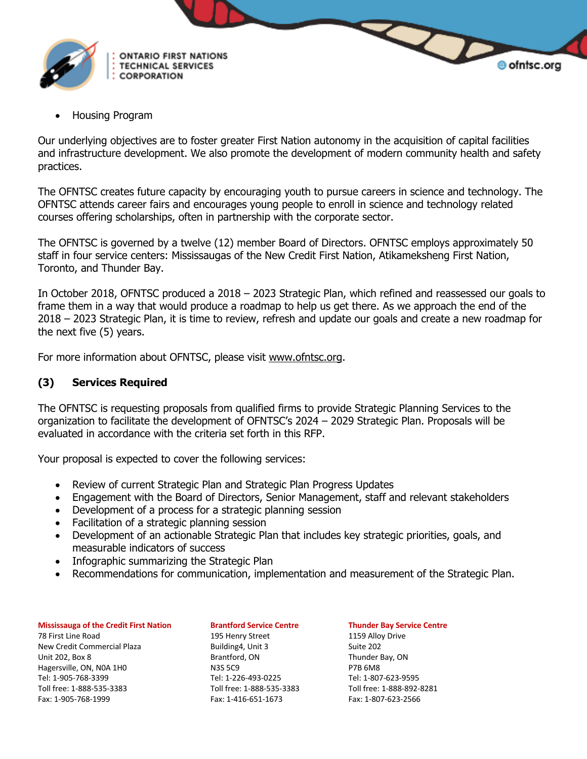- Housing Program

Our underlying objectives are to foster greater First Nation autonomy in the acquisition of capital facilities and infrastructure development. We also promote the development of modern community health and safety practices.

The OFNTSC creates future capacity by encouraging youth to pursue careers in science and technology. The OFNTSC attends career fairs and encourages young people to enroll in science and technology related courses offering scholarships, often in partnership with the corporate sector.

The OFNTSC is governed by a twelve (12) member Board of Directors. OFNTSC employs approximately 50 staff in four service centers: Mississaugas of the New Credit First Nation, Atikameksheng First Nation, Toronto, and Thunder Bay.

In October 2018, OFNTSC produced a 2018 – 2023 Strategic Plan, which refined and reassessed our goals to frame them in a way that would produce a roadmap to help us get there. As we approach the end of the 2018 – 2023 Strategic Plan, it is time to review, refresh and update our goals and create a new roadmap for the next five (5) years.

For more information about OFNTSC, please visit www.ofntsc.org.

## (3) Services Required

The OFNTSC is requesting proposals from qualified firms to provide Strategic Planning Services to the organization to facilitate the development of OFNTSC's 2024 – 2029 Strategic Plan. Proposals will be evaluated in accordance with the criteria set forth in this RFP.

Your proposal is expected to cover the following services:

- Review of current Strategic Plan and Strategic Plan Progress Updates
- Engagement with the Board of Directors, Senior Management, staff and relevant stakeholders
- Development of a process for a strategic planning session
- Facilitation of a strategic planning session
- Development of an actionable Strategic Plan that includes key strategic priorities, goals, and measurable indicators of success
- Infographic summarizing the Strategic Plan
- Recommendations for communication, implementation and measurement of the Strategic Plan.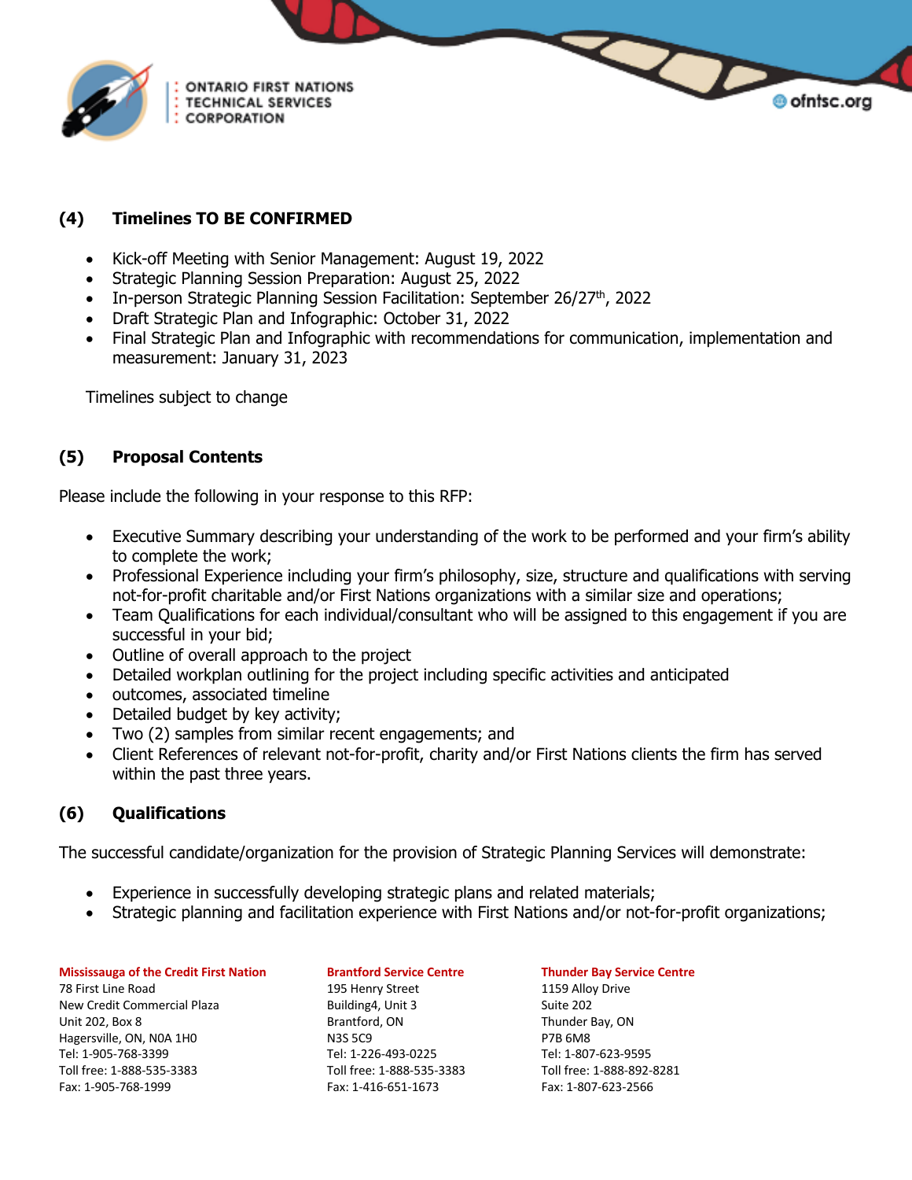## (4) Timelines TO BE CONFIRMED

- Kick-off Meeting with Senior Management: August 19, 2022
- Strategic Planning Session Preparation: August 25, 2022
- In-person Strategic Planning Session Facilitation: September 26/27th, 2022
- Draft Strategic Plan and Infographic: October 31, 2022
- Final Strategic Plan and Infographic with recommendations for communication, implementation and measurement: January 31, 2023

Timelines subject to change

## (5) Proposal Contents

Please include the following in your response to this RFP:

- Executive Summary describing your understanding of the work to be performed and your firm's ability to complete the work;
- Professional Experience including your firm's philosophy, size, structure and qualifications with serving not-for-profit charitable and/or First Nations organizations with a similar size and operations;
- Team Qualifications for each individual/consultant who will be assigned to this engagement if you are successful in your bid;
- Outline of overall approach to the project
- Detailed workplan outlining for the project including specific activities and anticipated
- outcomes, associated timeline
- Detailed budget by key activity;
- Two (2) samples from similar recent engagements; and
- Client References of relevant not-for-profit, charity and/or First Nations clients the firm has served within the past three years.

## (6) Qualifications

The successful candidate/organization for the provision of Strategic Planning Services will demonstrate:

- Experience in successfully developing strategic plans and related materials;
- Strategic planning and facilitation experience with First Nations and/or not-for-profit organizations;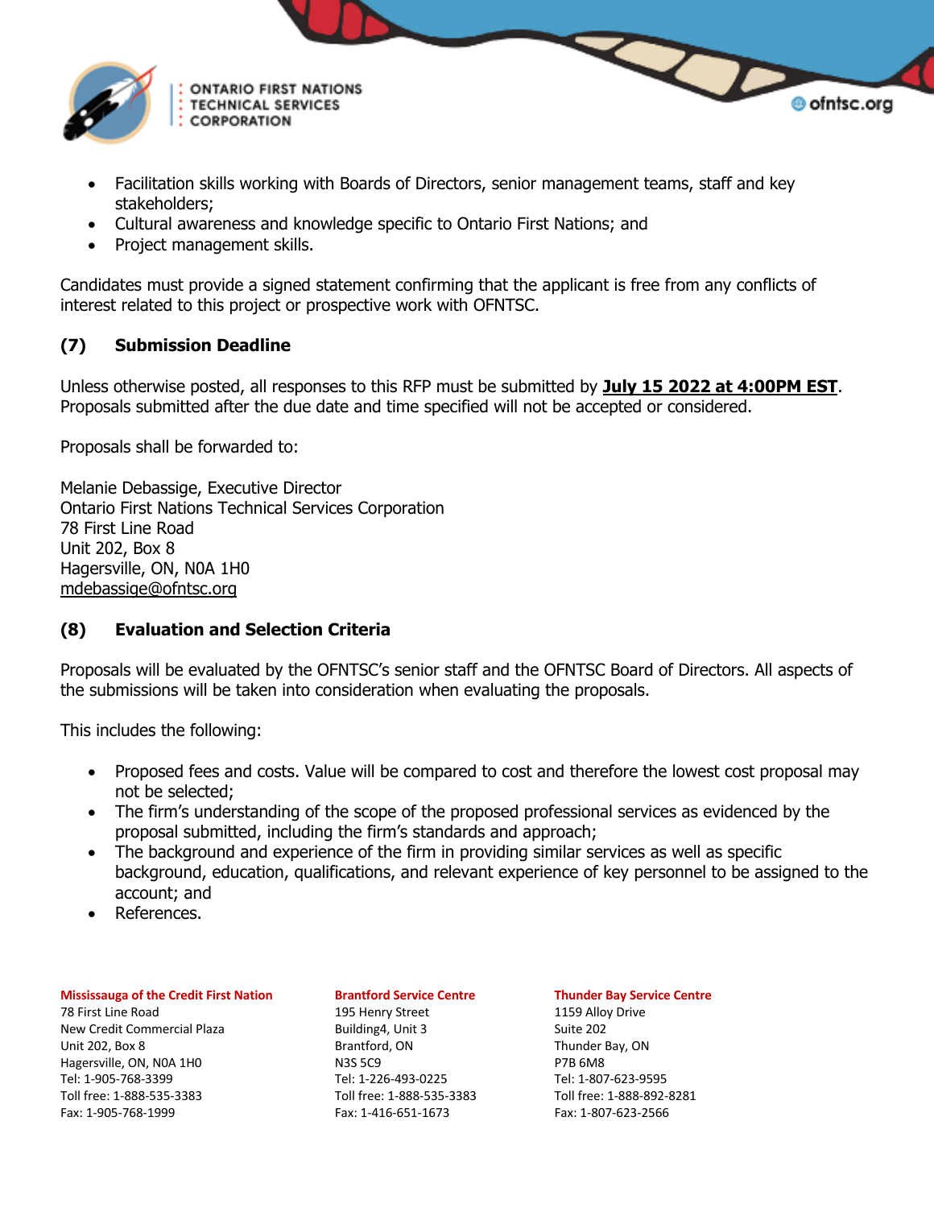- Facilitation skills working with Boards of Directors, senior management teams, staff and key stakeholders;
- Cultural awareness and knowledge specific to Ontario First Nations; and
- Project management skills.

Candidates must provide a signed statement confirming that the applicant is free from any conflicts of interest related to this project or prospective work with OFNTSC.

## (7) Submission Deadline

Unless otherwise posted, all responses to this RFP must be submitted by **July 15 2022 at 4:00PM EST**. Proposals submitted after the due date and time specified will not be accepted or considered.

Proposals shall be forwarded to:

Melanie Debassige, Executive Director
Ontario First Nations Technical Services Corporation
78 First Line Road
Unit 202, Box 8
Hagersville, ON, N0A 1H0
mdebassige@ofntsc.org

## (8) Evaluation and Selection Criteria

Proposals will be evaluated by the OFNTSC's senior staff and the OFNTSC Board of Directors. All aspects of the submissions will be taken into consideration when evaluating the proposals.

This includes the following:

- Proposed fees and costs. Value will be compared to cost and therefore the lowest cost proposal may not be selected;
- The firm's understanding of the scope of the proposed professional services as evidenced by the proposal submitted, including the firm's standards and approach;
- The background and experience of the firm in providing similar services as well as specific background, education, qualifications, and relevant experience of key personnel to be assigned to the account; and
- References.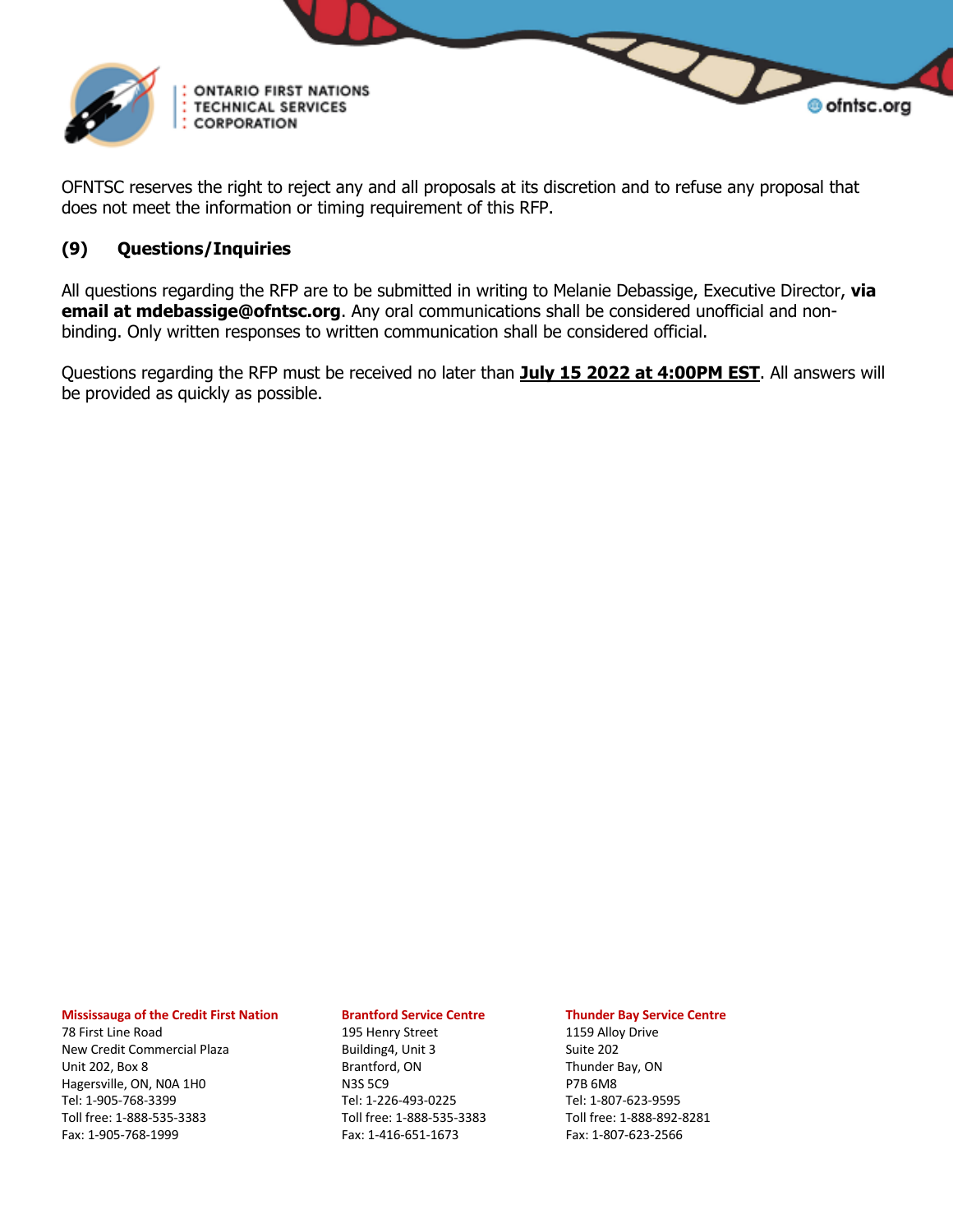OFNTSC reserves the right to reject any and all proposals at its discretion and to refuse any proposal that does not meet the information or timing requirement of this RFP.

## (9) Questions/Inquiries

All questions regarding the RFP are to be submitted in writing to Melanie Debassige, Executive Director, **via email at mdebassige@ofntsc.org**. Any oral communications shall be considered unofficial and non-binding. Only written responses to written communication shall be considered official.

Questions regarding the RFP must be received no later than **July 15 2022 at 4:00PM EST**. All answers will be provided as quickly as possible.